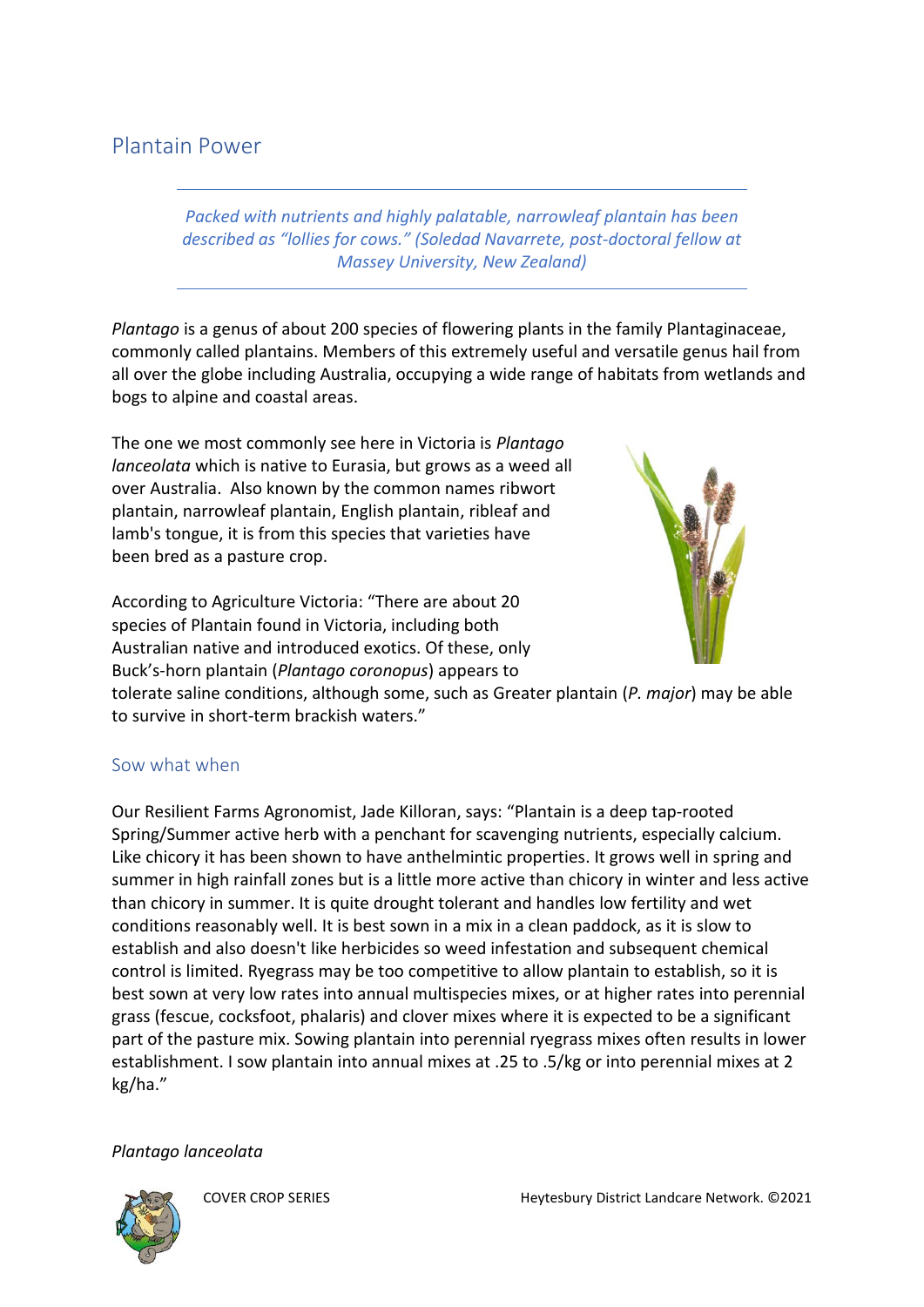# Plantain Power

> *Packed with nutrients and highly palatable, narrowleaf plantain has been described as "lollies for cows." (Soledad Navarrete, post-doctoral fellow at Massey University, New Zealand)*

*Plantago* is a genus of about 200 species of flowering plants in the family Plantaginaceae, commonly called plantains. Members of this extremely useful and versatile genus hail from all over the globe including Australia, occupying a wide range of habitats from wetlands and bogs to alpine and coastal areas.

The one we most commonly see here in Victoria is *Plantago lanceolata* which is native to Eurasia, but grows as a weed all over Australia. Also known by the common names ribwort plantain, narrowleaf plantain, English plantain, ribleaf and lamb's tongue, it is from this species that varieties have been bred as a pasture crop.

According to Agriculture Victoria: "There are about 20 species of Plantain found in Victoria, including both Australian native and introduced exotics. Of these, only Buck's-horn plantain (*Plantago coronopus*) appears to tolerate saline conditions, although some, such as Greater plantain (*P. major*) may be able to survive in short-term brackish waters."

## Sow what when

Our Resilient Farms Agronomist, Jade Killoran, says: "Plantain is a deep tap-rooted Spring/Summer active herb with a penchant for scavenging nutrients, especially calcium. Like chicory it has been shown to have anthelmintic properties. It grows well in spring and summer in high rainfall zones but is a little more active than chicory in winter and less active than chicory in summer. It is quite drought tolerant and handles low fertility and wet conditions reasonably well. It is best sown in a mix in a clean paddock, as it is slow to establish and also doesn't like herbicides so weed infestation and subsequent chemical control is limited. Ryegrass may be too competitive to allow plantain to establish, so it is best sown at very low rates into annual multispecies mixes, or at higher rates into perennial grass (fescue, cocksfoot, phalaris) and clover mixes where it is expected to be a significant part of the pasture mix. Sowing plantain into perennial ryegrass mixes often results in lower establishment. I sow plantain into annual mixes at .25 to .5/kg or into perennial mixes at 2 kg/ha."

*Plantago lanceolata*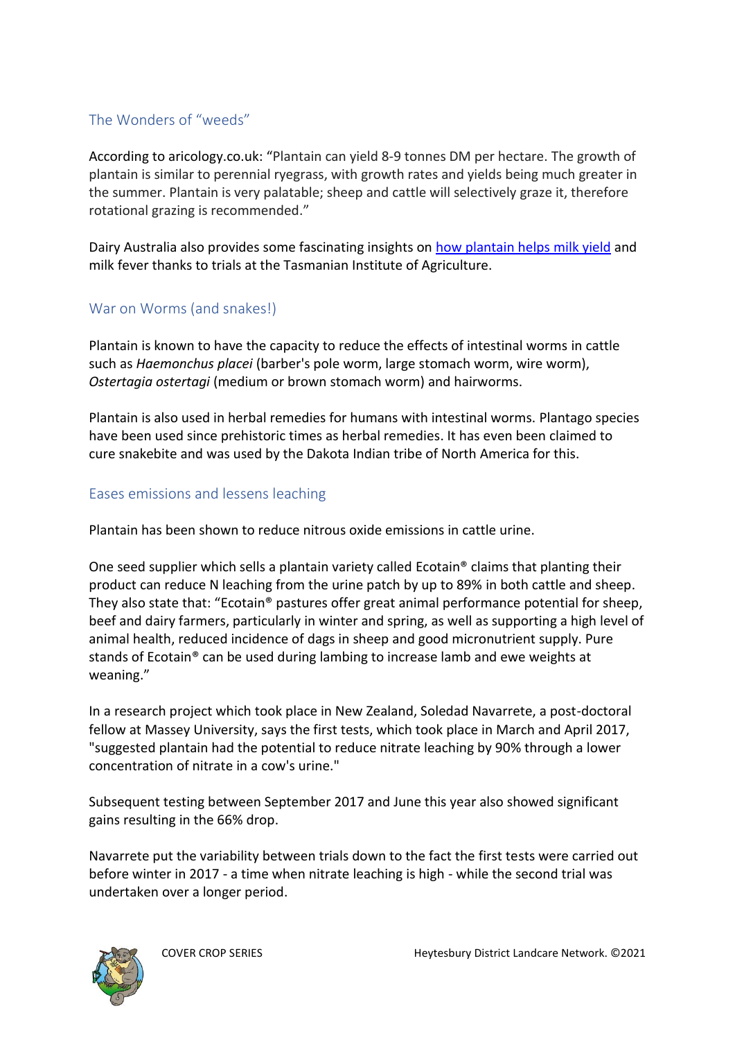## The Wonders of "weeds"

According to aricology.co.uk: "Plantain can yield 8-9 tonnes DM per hectare. The growth of plantain is similar to perennial ryegrass, with growth rates and yields being much greater in the summer. Plantain is very palatable; sheep and cattle will selectively graze it, therefore rotational grazing is recommended."

Dairy Australia also provides some fascinating insights on [how plantain helps milk yield]() and milk fever thanks to trials at the Tasmanian Institute of Agriculture.

## War on Worms (and snakes!)

Plantain is known to have the capacity to reduce the effects of intestinal worms in cattle such as *Haemonchus placei* (barber's pole worm, large stomach worm, wire worm), *Ostertagia ostertagi* (medium or brown stomach worm) and hairworms.

Plantain is also used in herbal remedies for humans with intestinal worms. Plantago species have been used since prehistoric times as herbal remedies. It has even been claimed to cure snakebite and was used by the Dakota Indian tribe of North America for this.

## Eases emissions and lessens leaching

Plantain has been shown to reduce nitrous oxide emissions in cattle urine.

One seed supplier which sells a plantain variety called Ecotain® claims that planting their product can reduce N leaching from the urine patch by up to 89% in both cattle and sheep. They also state that: "Ecotain® pastures offer great animal performance potential for sheep, beef and dairy farmers, particularly in winter and spring, as well as supporting a high level of animal health, reduced incidence of dags in sheep and good micronutrient supply. Pure stands of Ecotain® can be used during lambing to increase lamb and ewe weights at weaning."

In a research project which took place in New Zealand, Soledad Navarrete, a post-doctoral fellow at Massey University, says the first tests, which took place in March and April 2017, "suggested plantain had the potential to reduce nitrate leaching by 90% through a lower concentration of nitrate in a cow's urine."

Subsequent testing between September 2017 and June this year also showed significant gains resulting in the 66% drop.

Navarrete put the variability between trials down to the fact the first tests were carried out before winter in 2017 - a time when nitrate leaching is high - while the second trial was undertaken over a longer period.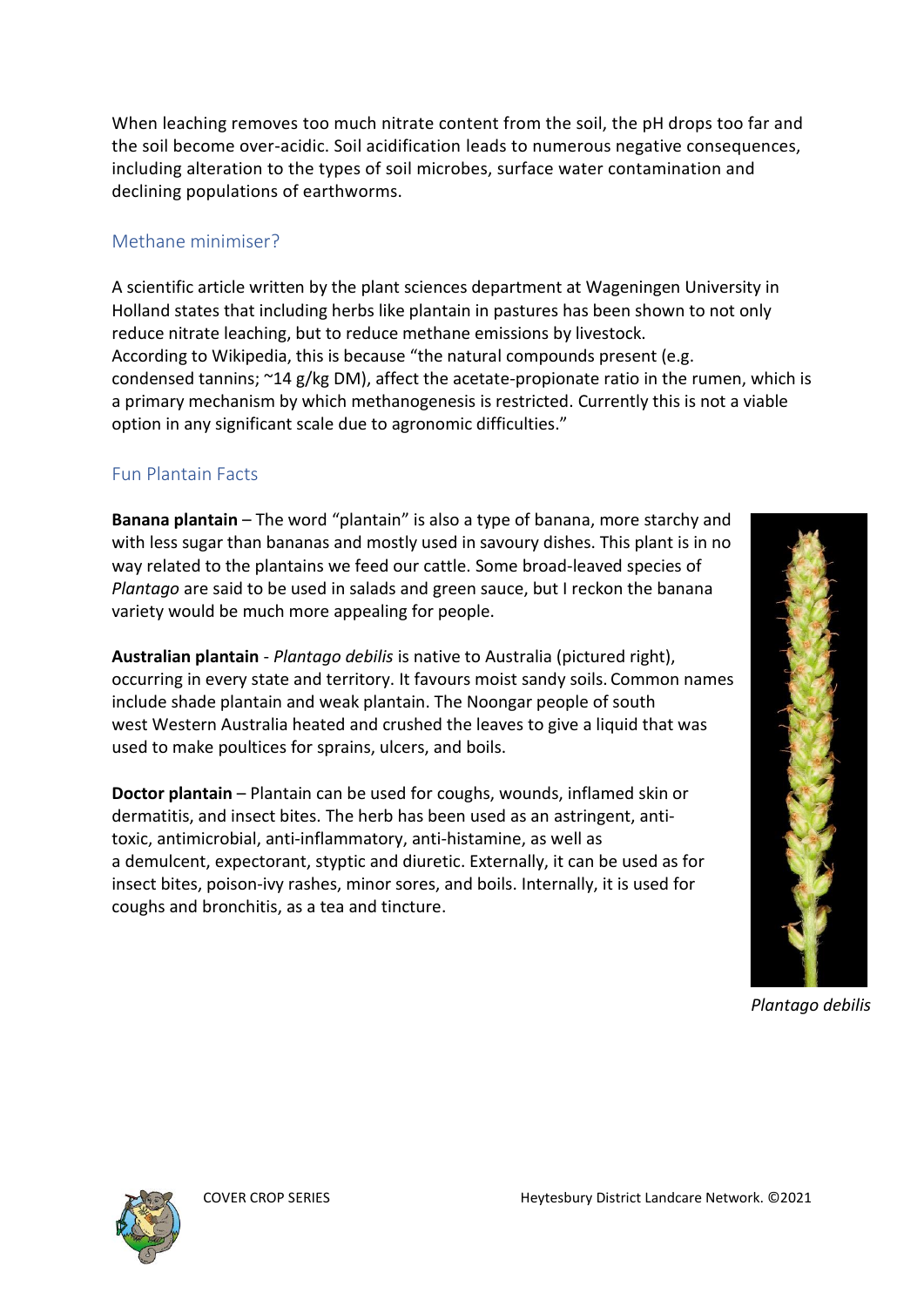When leaching removes too much nitrate content from the soil, the pH drops too far and the soil become over-acidic. Soil acidification leads to numerous negative consequences, including alteration to the types of soil microbes, surface water contamination and declining populations of earthworms.

## Methane minimiser?

A scientific article written by the plant sciences department at Wageningen University in Holland states that including herbs like plantain in pastures has been shown to not only reduce nitrate leaching, but to reduce methane emissions by livestock.
According to Wikipedia, this is because "the natural compounds present (e.g. condensed tannins; ~14 g/kg DM), affect the acetate-propionate ratio in the rumen, which is a primary mechanism by which methanogenesis is restricted. Currently this is not a viable option in any significant scale due to agronomic difficulties."

## Fun Plantain Facts

**Banana plantain** – The word "plantain" is also a type of banana, more starchy and with less sugar than bananas and mostly used in savoury dishes. This plant is in no way related to the plantains we feed our cattle. Some broad-leaved species of *Plantago* are said to be used in salads and green sauce, but I reckon the banana variety would be much more appealing for people.

**Australian plantain** - *Plantago debilis* is native to Australia (pictured right), occurring in every state and territory. It favours moist sandy soils. Common names include shade plantain and weak plantain. The Noongar people of south west Western Australia heated and crushed the leaves to give a liquid that was used to make poultices for sprains, ulcers, and boils.

**Doctor plantain** – Plantain can be used for coughs, wounds, inflamed skin or dermatitis, and insect bites. The herb has been used as an astringent, anti-toxic, antimicrobial, anti-inflammatory, anti-histamine, as well as a demulcent, expectorant, styptic and diuretic. Externally, it can be used as for insect bites, poison-ivy rashes, minor sores, and boils. Internally, it is used for coughs and bronchitis, as a tea and tincture.

*Plantago debilis*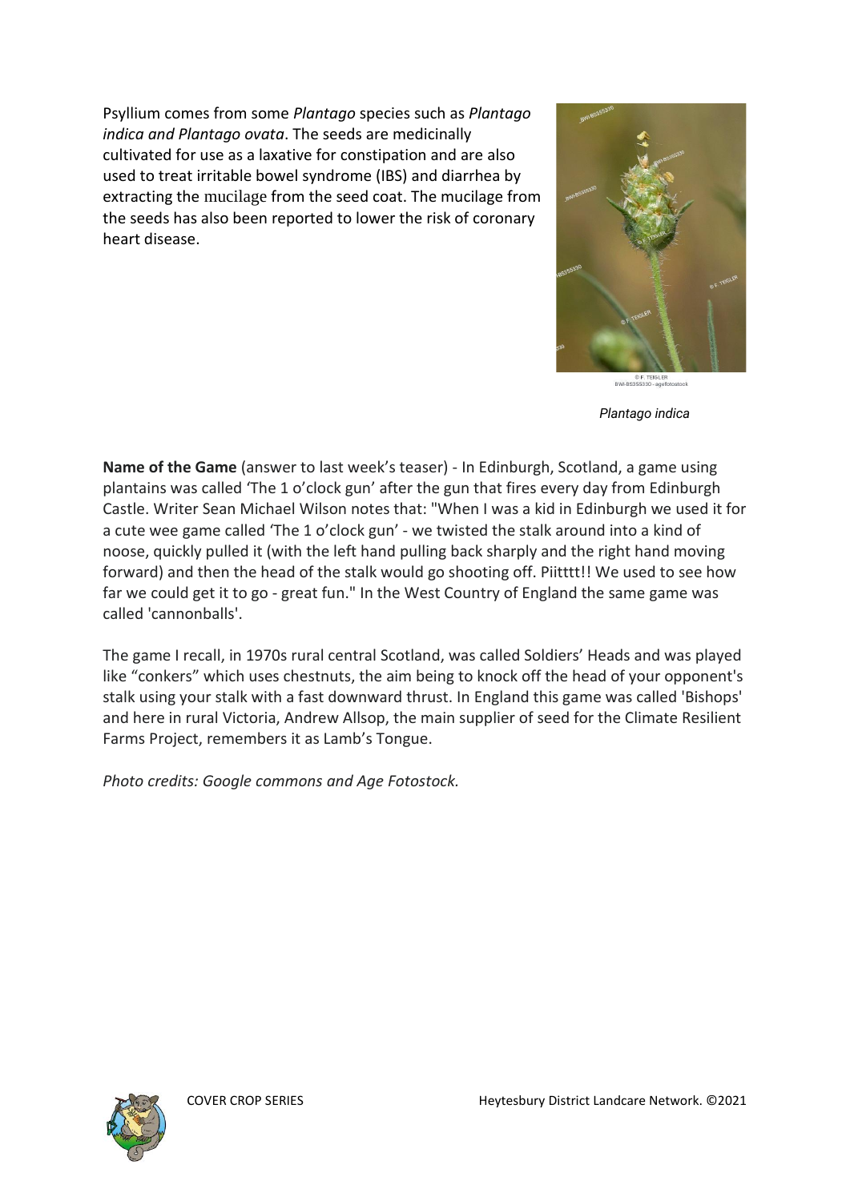Psyllium comes from some *Plantago* species such as *Plantago indica and Plantago ovata*. The seeds are medicinally cultivated for use as a laxative for constipation and are also used to treat irritable bowel syndrome (IBS) and diarrhea by extracting the mucilage from the seed coat. The mucilage from the seeds has also been reported to lower the risk of coronary heart disease.

*Plantago indica*

**Name of the Game** (answer to last week's teaser) - In Edinburgh, Scotland, a game using plantains was called 'The 1 o'clock gun' after the gun that fires every day from Edinburgh Castle. Writer Sean Michael Wilson notes that: "When I was a kid in Edinburgh we used it for a cute wee game called 'The 1 o'clock gun' - we twisted the stalk around into a kind of noose, quickly pulled it (with the left hand pulling back sharply and the right hand moving forward) and then the head of the stalk would go shooting off. Piitttt!! We used to see how far we could get it to go - great fun." In the West Country of England the same game was called 'cannonballs'.

The game I recall, in 1970s rural central Scotland, was called Soldiers' Heads and was played like "conkers" which uses chestnuts, the aim being to knock off the head of your opponent's stalk using your stalk with a fast downward thrust. In England this game was called 'Bishops' and here in rural Victoria, Andrew Allsop, the main supplier of seed for the Climate Resilient Farms Project, remembers it as Lamb's Tongue.

*Photo credits: Google commons and Age Fotostock.*